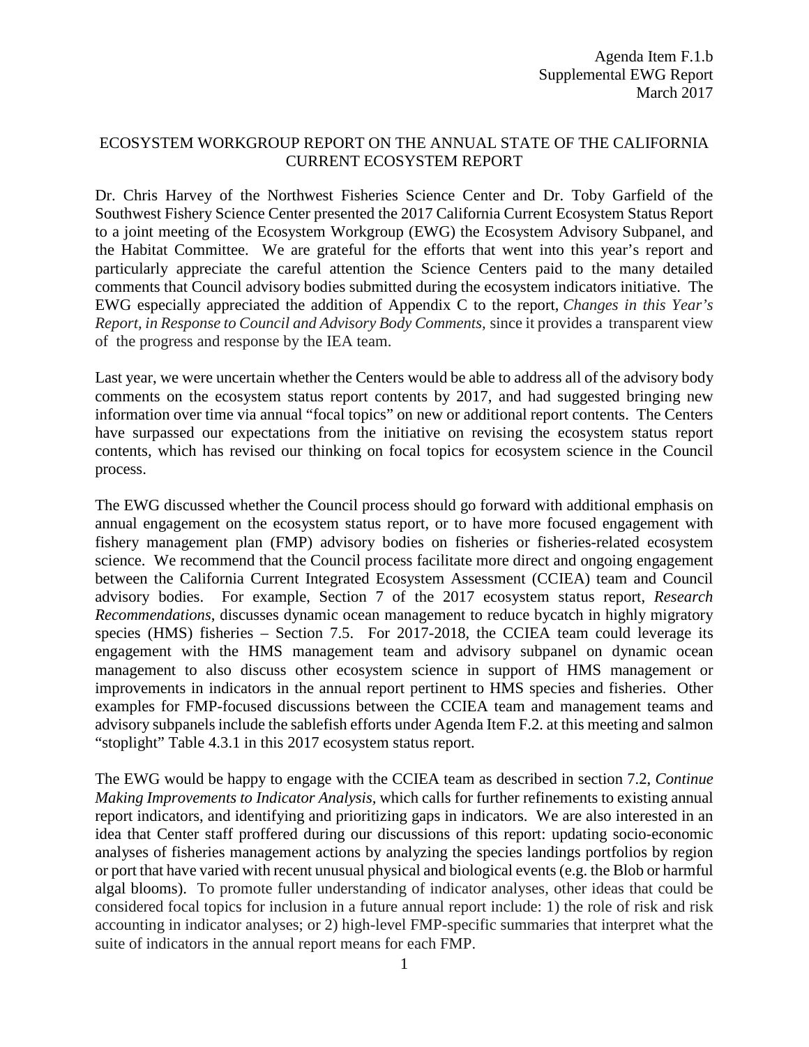Agenda Item F.1.b
Supplemental EWG Report
March 2017

# ECOSYSTEM WORKGROUP REPORT ON THE ANNUAL STATE OF THE CALIFORNIA CURRENT ECOSYSTEM REPORT

Dr. Chris Harvey of the Northwest Fisheries Science Center and Dr. Toby Garfield of the Southwest Fishery Science Center presented the 2017 California Current Ecosystem Status Report to a joint meeting of the Ecosystem Workgroup (EWG) the Ecosystem Advisory Subpanel, and the Habitat Committee. We are grateful for the efforts that went into this year's report and particularly appreciate the careful attention the Science Centers paid to the many detailed comments that Council advisory bodies submitted during the ecosystem indicators initiative. The EWG especially appreciated the addition of Appendix C to the report, *Changes in this Year's Report, in Response to Council and Advisory Body Comments*, since it provides a transparent view of the progress and response by the IEA team.

Last year, we were uncertain whether the Centers would be able to address all of the advisory body comments on the ecosystem status report contents by 2017, and had suggested bringing new information over time via annual "focal topics" on new or additional report contents. The Centers have surpassed our expectations from the initiative on revising the ecosystem status report contents, which has revised our thinking on focal topics for ecosystem science in the Council process.

The EWG discussed whether the Council process should go forward with additional emphasis on annual engagement on the ecosystem status report, or to have more focused engagement with fishery management plan (FMP) advisory bodies on fisheries or fisheries-related ecosystem science. We recommend that the Council process facilitate more direct and ongoing engagement between the California Current Integrated Ecosystem Assessment (CCIEA) team and Council advisory bodies. For example, Section 7 of the 2017 ecosystem status report, *Research Recommendations*, discusses dynamic ocean management to reduce bycatch in highly migratory species (HMS) fisheries – Section 7.5. For 2017-2018, the CCIEA team could leverage its engagement with the HMS management team and advisory subpanel on dynamic ocean management to also discuss other ecosystem science in support of HMS management or improvements in indicators in the annual report pertinent to HMS species and fisheries. Other examples for FMP-focused discussions between the CCIEA team and management teams and advisory subpanels include the sablefish efforts under Agenda Item F.2. at this meeting and salmon "stoplight" Table 4.3.1 in this 2017 ecosystem status report.

The EWG would be happy to engage with the CCIEA team as described in section 7.2, *Continue Making Improvements to Indicator Analysis*, which calls for further refinements to existing annual report indicators, and identifying and prioritizing gaps in indicators. We are also interested in an idea that Center staff proffered during our discussions of this report: updating socio-economic analyses of fisheries management actions by analyzing the species landings portfolios by region or port that have varied with recent unusual physical and biological events (e.g. the Blob or harmful algal blooms). To promote fuller understanding of indicator analyses, other ideas that could be considered focal topics for inclusion in a future annual report include: 1) the role of risk and risk accounting in indicator analyses; or 2) high-level FMP-specific summaries that interpret what the suite of indicators in the annual report means for each FMP.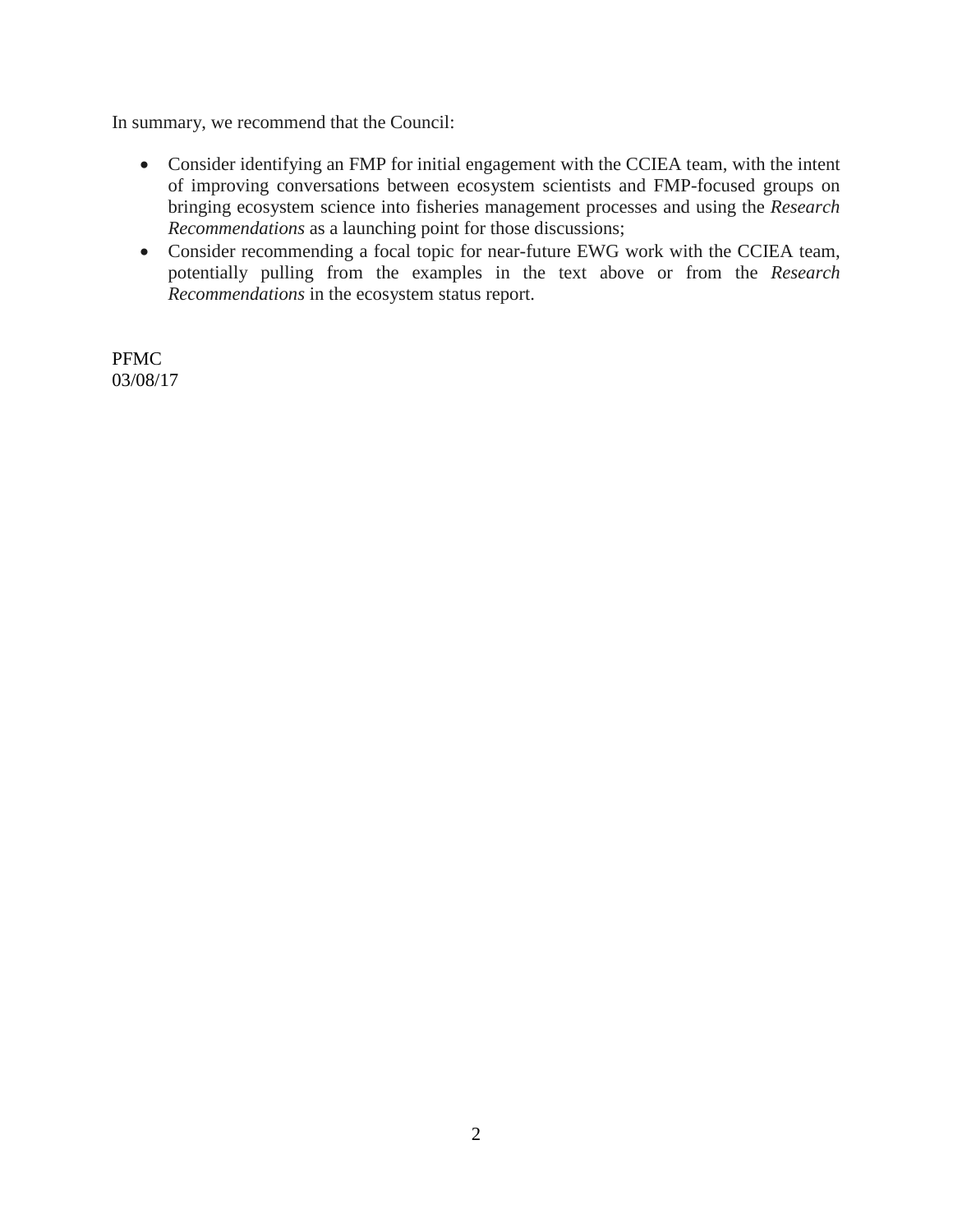In summary, we recommend that the Council:

- Consider identifying an FMP for initial engagement with the CCIEA team, with the intent of improving conversations between ecosystem scientists and FMP-focused groups on bringing ecosystem science into fisheries management processes and using the *Research Recommendations* as a launching point for those discussions;
- Consider recommending a focal topic for near-future EWG work with the CCIEA team, potentially pulling from the examples in the text above or from the *Research Recommendations* in the ecosystem status report.

PFMC
03/08/17